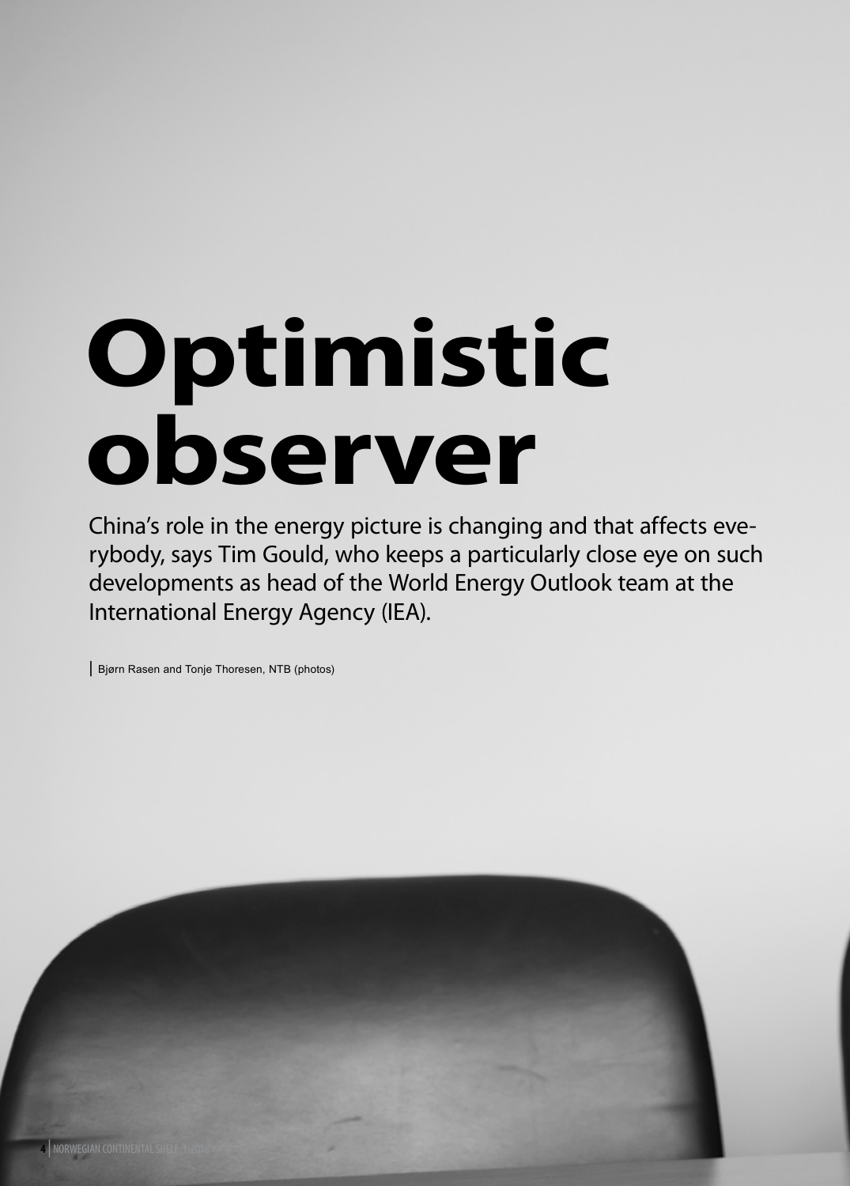# Optimistic observer

China's role in the energy picture is changing and that affects everybody, says Tim Gould, who keeps a particularly close eye on such developments as head of the World Energy Outlook team at the International Energy Agency (IEA).

| Bjørn Rasen and Tonje Thoresen, NTB (photos)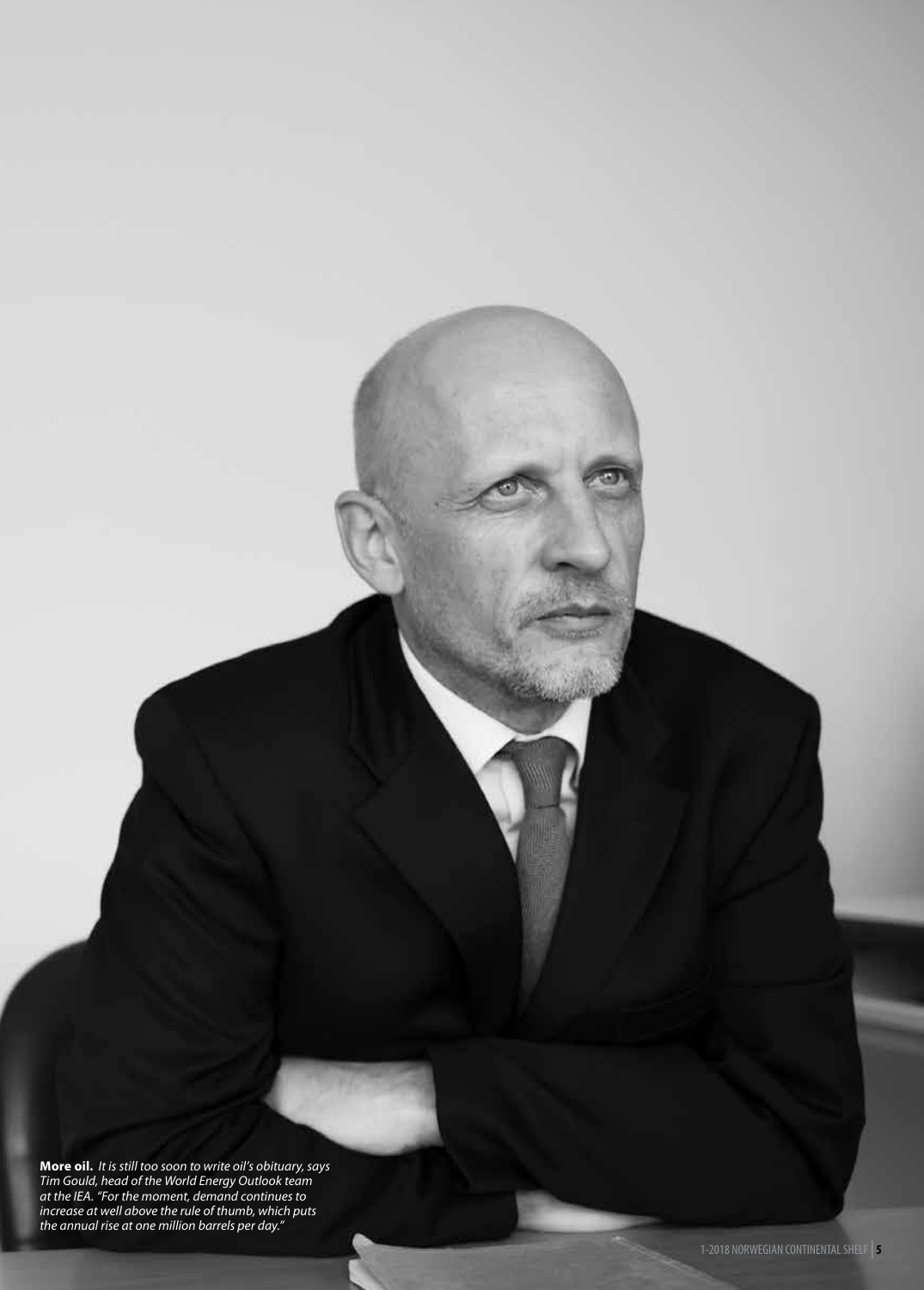**More oil.** *It is still too soon to write oil's obituary, says Tim Gould, head of the World Energy Outlook team at the IEA. "For the moment, demand continues to increase at well above the rule of thumb, which puts the annual rise at one million barrels per day."*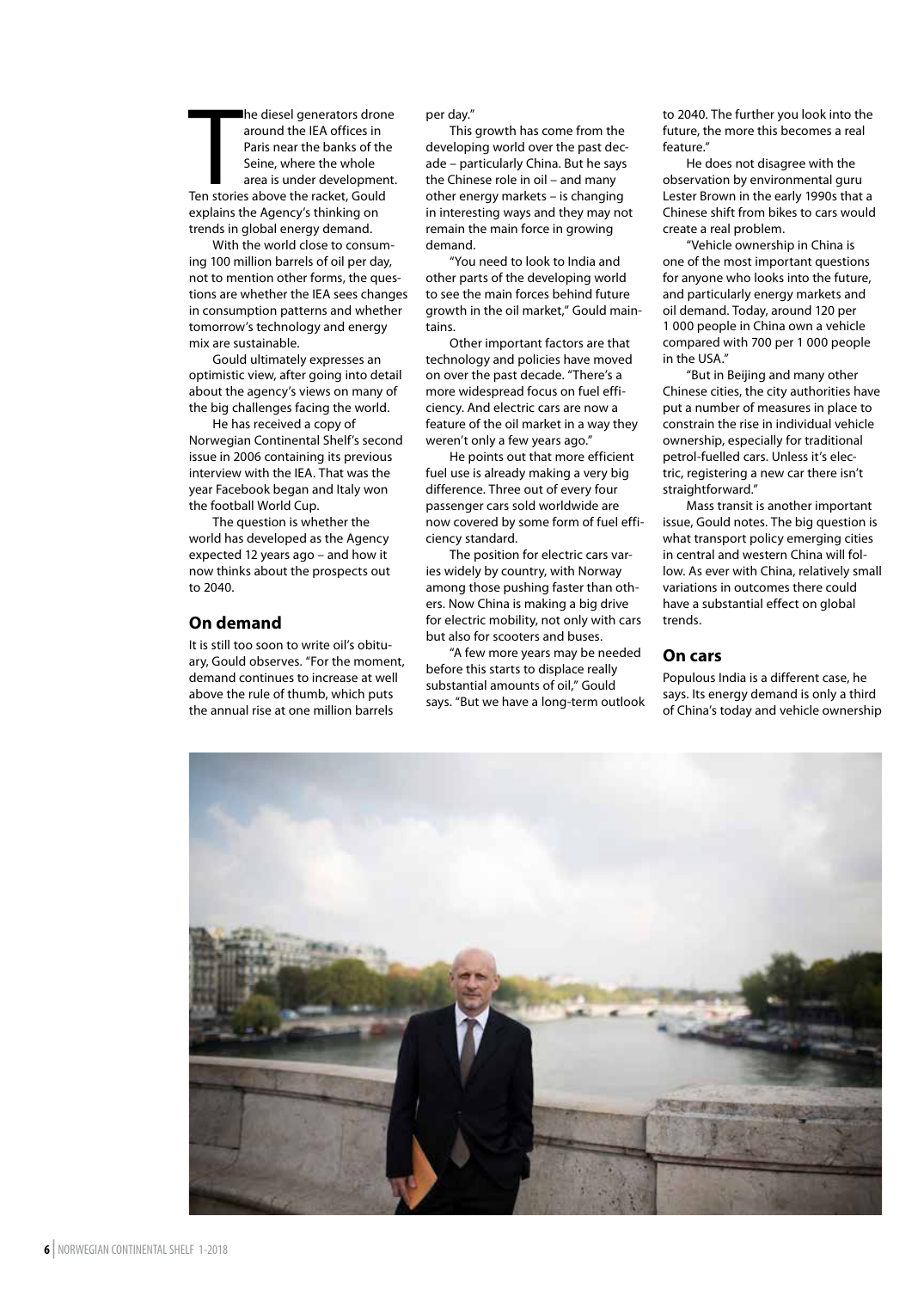The diesel generators drone around the IEA offices in Paris near the banks of the Seine, where the whole area is under development. Ten stories above the racket, Gould explains the Agency's thinking on trends in global energy demand.

With the world close to consuming 100 million barrels of oil per day, not to mention other forms, the questions are whether the IEA sees changes in consumption patterns and whether tomorrow's technology and energy mix are sustainable.

Gould ultimately expresses an optimistic view, after going into detail about the agency's views on many of the big challenges facing the world.

He has received a copy of Norwegian Continental Shelf's second issue in 2006 containing its previous interview with the IEA. That was the year Facebook began and Italy won the football World Cup.

The question is whether the world has developed as the Agency expected 12 years ago – and how it now thinks about the prospects out to 2040.

## On demand

It is still too soon to write oil's obituary, Gould observes. "For the moment, demand continues to increase at well above the rule of thumb, which puts the annual rise at one million barrels per day."

This growth has come from the developing world over the past decade – particularly China. But he says the Chinese role in oil – and many other energy markets – is changing in interesting ways and they may not remain the main force in growing demand.

"You need to look to India and other parts of the developing world to see the main forces behind future growth in the oil market," Gould maintains.

Other important factors are that technology and policies have moved on over the past decade. "There's a more widespread focus on fuel efficiency. And electric cars are now a feature of the oil market in a way they weren't only a few years ago."

He points out that more efficient fuel use is already making a very big difference. Three out of every four passenger cars sold worldwide are now covered by some form of fuel efficiency standard.

The position for electric cars varies widely by country, with Norway among those pushing faster than others. Now China is making a big drive for electric mobility, not only with cars but also for scooters and buses.

"A few more years may be needed before this starts to displace really substantial amounts of oil," Gould says. "But we have a long-term outlook to 2040. The further you look into the future, the more this becomes a real feature."

He does not disagree with the observation by environmental guru Lester Brown in the early 1990s that a Chinese shift from bikes to cars would create a real problem.

"Vehicle ownership in China is one of the most important questions for anyone who looks into the future, and particularly energy markets and oil demand. Today, around 120 per 1 000 people in China own a vehicle compared with 700 per 1 000 people in the USA."

"But in Beijing and many other Chinese cities, the city authorities have put a number of measures in place to constrain the rise in individual vehicle ownership, especially for traditional petrol-fuelled cars. Unless it's electric, registering a new car there isn't straightforward."

Mass transit is another important issue, Gould notes. The big question is what transport policy emerging cities in central and western China will follow. As ever with China, relatively small variations in outcomes there could have a substantial effect on global trends.

## On cars

Populous India is a different case, he says. Its energy demand is only a third of China's today and vehicle ownership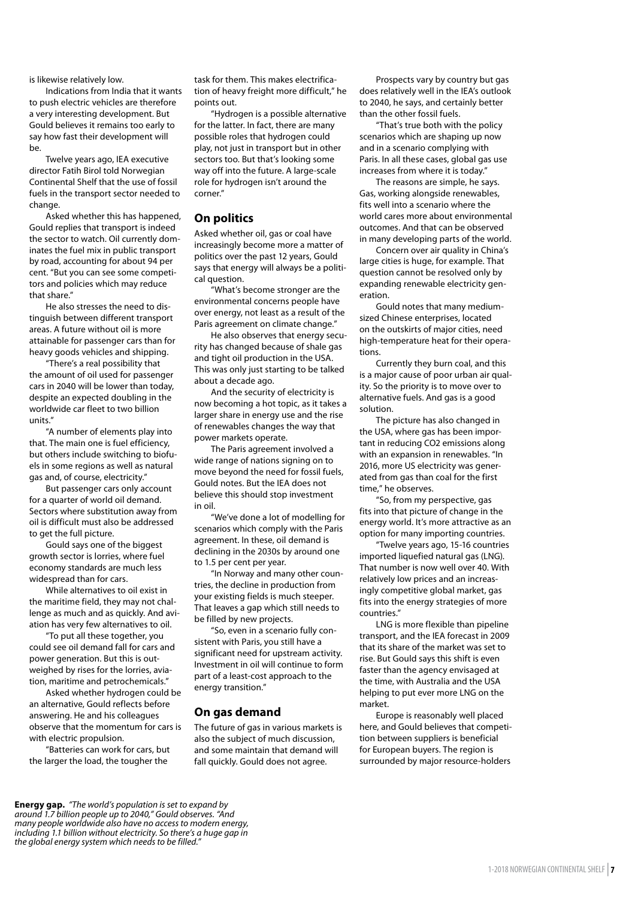is likewise relatively low.

Indications from India that it wants to push electric vehicles are therefore a very interesting development. But Gould believes it remains too early to say how fast their development will be.

Twelve years ago, IEA executive director Fatih Birol told Norwegian Continental Shelf that the use of fossil fuels in the transport sector needed to change.

Asked whether this has happened, Gould replies that transport is indeed the sector to watch. Oil currently dominates the fuel mix in public transport by road, accounting for about 94 per cent. "But you can see some competitors and policies which may reduce that share."

He also stresses the need to distinguish between different transport areas. A future without oil is more attainable for passenger cars than for heavy goods vehicles and shipping.

"There's a real possibility that the amount of oil used for passenger cars in 2040 will be lower than today, despite an expected doubling in the worldwide car fleet to two billion units."

"A number of elements play into that. The main one is fuel efficiency, but others include switching to biofuels in some regions as well as natural gas and, of course, electricity."

But passenger cars only account for a quarter of world oil demand. Sectors where substitution away from oil is difficult must also be addressed to get the full picture.

Gould says one of the biggest growth sector is lorries, where fuel economy standards are much less widespread than for cars.

While alternatives to oil exist in the maritime field, they may not challenge as much and as quickly. And aviation has very few alternatives to oil.

"To put all these together, you could see oil demand fall for cars and power generation. But this is outweighed by rises for the lorries, aviation, maritime and petrochemicals."

Asked whether hydrogen could be an alternative, Gould reflects before answering. He and his colleagues observe that the momentum for cars is with electric propulsion.

"Batteries can work for cars, but the larger the load, the tougher the task for them. This makes electrification of heavy freight more difficult," he points out.

"Hydrogen is a possible alternative for the latter. In fact, there are many possible roles that hydrogen could play, not just in transport but in other sectors too. But that's looking some way off into the future. A large-scale role for hydrogen isn't around the corner."

## On politics

Asked whether oil, gas or coal have increasingly become more a matter of politics over the past 12 years, Gould says that energy will always be a political question.

"What's become stronger are the environmental concerns people have over energy, not least as a result of the Paris agreement on climate change."

He also observes that energy security has changed because of shale gas and tight oil production in the USA. This was only just starting to be talked about a decade ago.

And the security of electricity is now becoming a hot topic, as it takes a larger share in energy use and the rise of renewables changes the way that power markets operate.

The Paris agreement involved a wide range of nations signing on to move beyond the need for fossil fuels, Gould notes. But the IEA does not believe this should stop investment in oil.

"We've done a lot of modelling for scenarios which comply with the Paris agreement. In these, oil demand is declining in the 2030s by around one to 1.5 per cent per year.

"In Norway and many other countries, the decline in production from your existing fields is much steeper. That leaves a gap which still needs to be filled by new projects.

"So, even in a scenario fully consistent with Paris, you still have a significant need for upstream activity. Investment in oil will continue to form part of a least-cost approach to the energy transition."

## On gas demand

The future of gas in various markets is also the subject of much discussion, and some maintain that demand will fall quickly. Gould does not agree.

Prospects vary by country but gas does relatively well in the IEA's outlook to 2040, he says, and certainly better than the other fossil fuels.

"That's true both with the policy scenarios which are shaping up now and in a scenario complying with Paris. In all these cases, global gas use increases from where it is today."

The reasons are simple, he says. Gas, working alongside renewables, fits well into a scenario where the world cares more about environmental outcomes. And that can be observed in many developing parts of the world.

Concern over air quality in China's large cities is huge, for example. That question cannot be resolved only by expanding renewable electricity generation.

Gould notes that many medium-sized Chinese enterprises, located on the outskirts of major cities, need high-temperature heat for their operations.

Currently they burn coal, and this is a major cause of poor urban air quality. So the priority is to move over to alternative fuels. And gas is a good solution.

The picture has also changed in the USA, where gas has been important in reducing $CO_2$ emissions along with an expansion in renewables. "In 2016, more US electricity was generated from gas than coal for the first time," he observes.

"So, from my perspective, gas fits into that picture of change in the energy world. It's more attractive as an option for many importing countries.

"Twelve years ago, 15-16 countries imported liquefied natural gas (LNG). That number is now well over 40. With relatively low prices and an increasingly competitive global market, gas fits into the energy strategies of more countries."

LNG is more flexible than pipeline transport, and the IEA forecast in 2009 that its share of the market was set to rise. But Gould says this shift is even faster than the agency envisaged at the time, with Australia and the USA helping to put ever more LNG on the market.

Europe is reasonably well placed here, and Gould believes that competition between suppliers is beneficial for European buyers. The region is surrounded by major resource-holders

**Energy gap.** *"The world's population is set to expand by around 1.7 billion people up to 2040," Gould observes. "And many people worldwide also have no access to modern energy, including 1.1 billion without electricity. So there's a huge gap in the global energy system which needs to be filled."*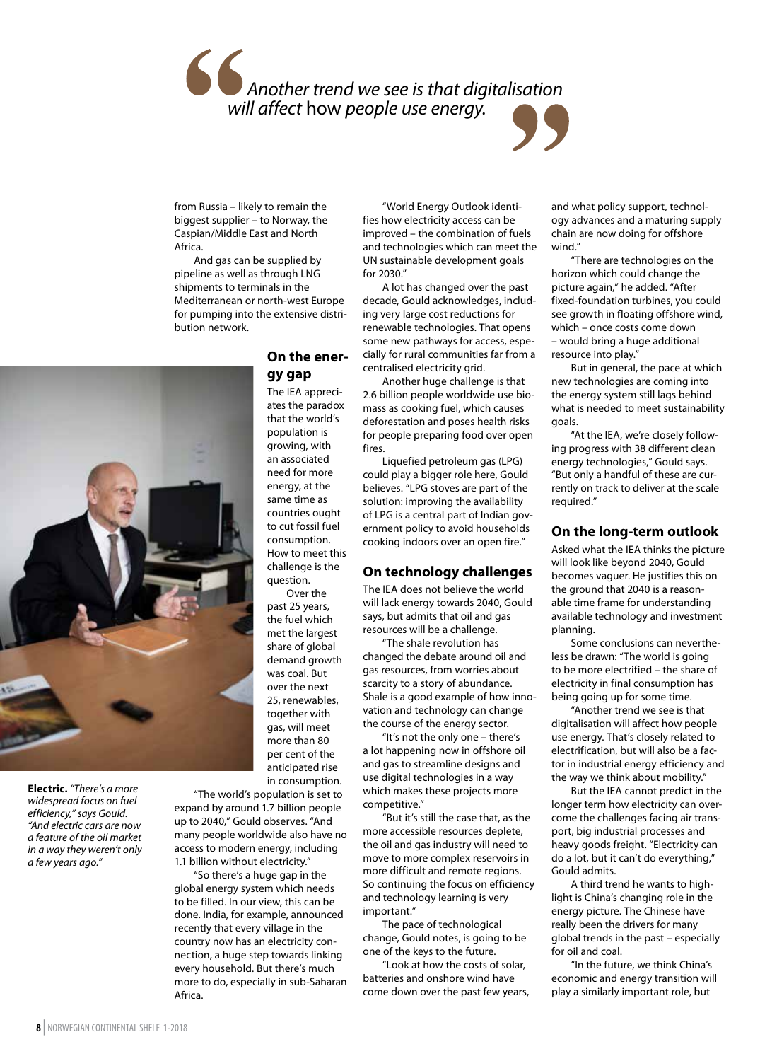> *Another trend we see is that digitalisation will affect* how *people use energy.*

from Russia – likely to remain the biggest supplier – to Norway, the Caspian/Middle East and North Africa.

And gas can be supplied by pipeline as well as through LNG shipments to terminals in the Mediterranean or north-west Europe for pumping into the extensive distribution network.

**Electric.** *"There's a more widespread focus on fuel efficiency," says Gould. "And electric cars are now a feature of the oil market in a way they weren't only a few years ago."*

## On the energy gap

The IEA appreciates the paradox that the world's population is growing, with an associated need for more energy, at the same time as countries ought to cut fossil fuel consumption. How to meet this challenge is the question.

Over the past 25 years, the fuel which met the largest share of global demand growth was coal. But over the next 25, renewables, together with gas, will meet more than 80 per cent of the anticipated rise in consumption.

"The world's population is set to expand by around 1.7 billion people up to 2040," Gould observes. "And many people worldwide also have no access to modern energy, including 1.1 billion without electricity."

"So there's a huge gap in the global energy system which needs to be filled. In our view, this can be done. India, for example, announced recently that every village in the country now has an electricity connection, a huge step towards linking every household. But there's much more to do, especially in sub-Saharan Africa.

"World Energy Outlook identifies how electricity access can be improved – the combination of fuels and technologies which can meet the UN sustainable development goals for 2030."

A lot has changed over the past decade, Gould acknowledges, including very large cost reductions for renewable technologies. That opens some new pathways for access, especially for rural communities far from a centralised electricity grid.

Another huge challenge is that 2.6 billion people worldwide use biomass as cooking fuel, which causes deforestation and poses health risks for people preparing food over open fires.

Liquefied petroleum gas (LPG) could play a bigger role here, Gould believes. "LPG stoves are part of the solution: improving the availability of LPG is a central part of Indian government policy to avoid households cooking indoors over an open fire."

## On technology challenges

The IEA does not believe the world will lack energy towards 2040, Gould says, but admits that oil and gas resources will be a challenge.

"The shale revolution has changed the debate around oil and gas resources, from worries about scarcity to a story of abundance. Shale is a good example of how innovation and technology can change the course of the energy sector.

"It's not the only one – there's a lot happening now in offshore oil and gas to streamline designs and use digital technologies in a way which makes these projects more competitive."

"But it's still the case that, as the more accessible resources deplete, the oil and gas industry will need to move to more complex reservoirs in more difficult and remote regions. So continuing the focus on efficiency and technology learning is very important."

The pace of technological change, Gould notes, is going to be one of the keys to the future.

"Look at how the costs of solar, batteries and onshore wind have come down over the past few years, and what policy support, technology advances and a maturing supply chain are now doing for offshore wind."

"There are technologies on the horizon which could change the picture again," he added. "After fixed-foundation turbines, you could see growth in floating offshore wind, which – once costs come down – would bring a huge additional resource into play."

But in general, the pace at which new technologies are coming into the energy system still lags behind what is needed to meet sustainability goals.

"At the IEA, we're closely following progress with 38 different clean energy technologies," Gould says. "But only a handful of these are currently on track to deliver at the scale required."

## On the long-term outlook

Asked what the IEA thinks the picture will look like beyond 2040, Gould becomes vaguer. He justifies this on the ground that 2040 is a reasonable time frame for understanding available technology and investment planning.

Some conclusions can nevertheless be drawn: "The world is going to be more electrified – the share of electricity in final consumption has being going up for some time.

"Another trend we see is that digitalisation will affect how people use energy. That's closely related to electrification, but will also be a factor in industrial energy efficiency and the way we think about mobility."

But the IEA cannot predict in the longer term how electricity can overcome the challenges facing air transport, big industrial processes and heavy goods freight. "Electricity can do a lot, but it can't do everything," Gould admits.

A third trend he wants to highlight is China's changing role in the energy picture. The Chinese have really been the drivers for many global trends in the past – especially for oil and coal.

"In the future, we think China's economic and energy transition will play a similarly important role, but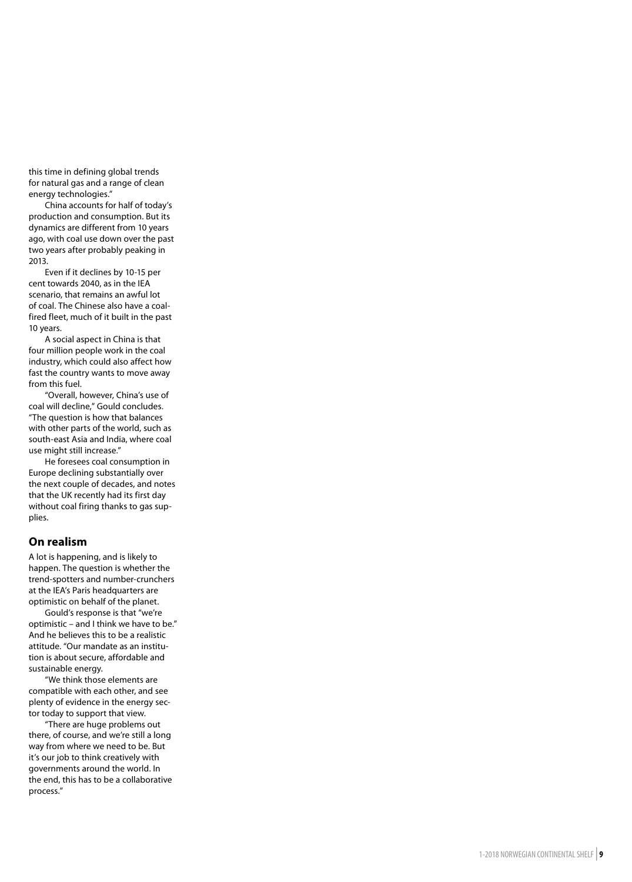this time in defining global trends for natural gas and a range of clean energy technologies."

China accounts for half of today's production and consumption. But its dynamics are different from 10 years ago, with coal use down over the past two years after probably peaking in 2013.

Even if it declines by 10-15 per cent towards 2040, as in the IEA scenario, that remains an awful lot of coal. The Chinese also have a coal-fired fleet, much of it built in the past 10 years.

A social aspect in China is that four million people work in the coal industry, which could also affect how fast the country wants to move away from this fuel.

"Overall, however, China's use of coal will decline," Gould concludes. "The question is how that balances with other parts of the world, such as south-east Asia and India, where coal use might still increase."

He foresees coal consumption in Europe declining substantially over the next couple of decades, and notes that the UK recently had its first day without coal firing thanks to gas supplies.

## On realism

A lot is happening, and is likely to happen. The question is whether the trend-spotters and number-crunchers at the IEA's Paris headquarters are optimistic on behalf of the planet.

Gould's response is that "we're optimistic – and I think we have to be." And he believes this to be a realistic attitude. "Our mandate as an institution is about secure, affordable and sustainable energy.

"We think those elements are compatible with each other, and see plenty of evidence in the energy sector today to support that view.

"There are huge problems out there, of course, and we're still a long way from where we need to be. But it's our job to think creatively with governments around the world. In the end, this has to be a collaborative process."